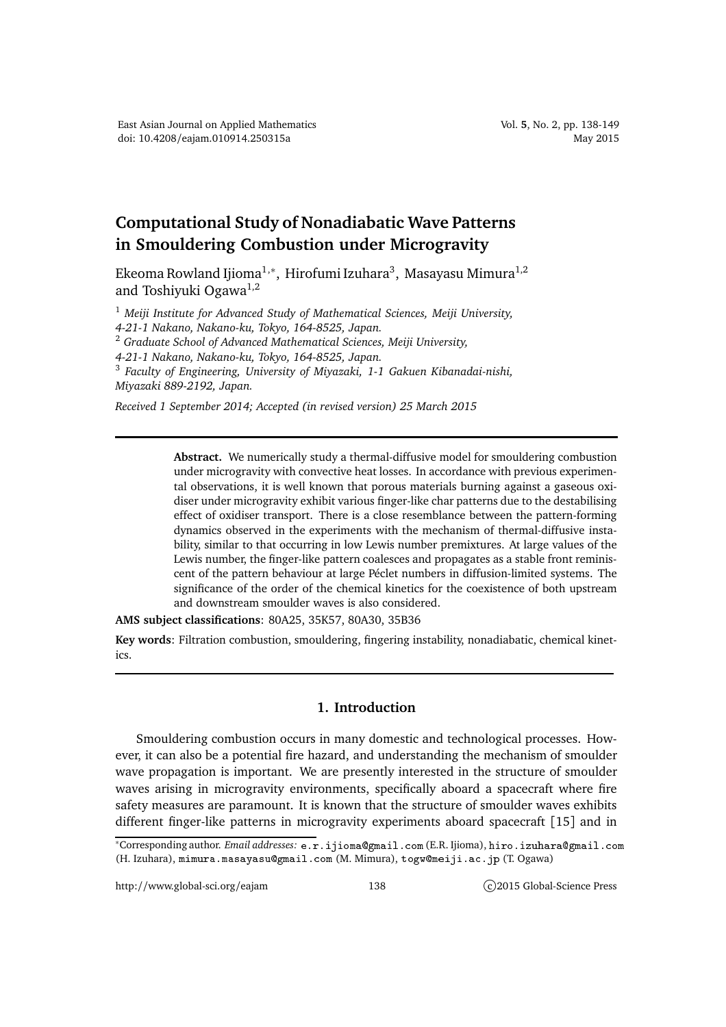# Computational Study of Nonadiabatic Wave Patterns in Smouldering Combustion under Microgravity

Ekeoma Rowland Ijioma[1,*], Hirofumi Izuhara[3], Masayasu Mimura[1,2] and Toshiyuki Ogawa[1,2]

[1] *Meiji Institute for Advanced Study of Mathematical Sciences, Meiji University, 4-21-1 Nakano, Nakano-ku, Tokyo, 164-8525, Japan.*

[2] *Graduate School of Advanced Mathematical Sciences, Meiji University, 4-21-1 Nakano, Nakano-ku, Tokyo, 164-8525, Japan.*

[3] *Faculty of Engineering, University of Miyazaki, 1-1 Gakuen Kibanadai-nishi, Miyazaki 889-2192, Japan.*

*Received 1 September 2014; Accepted (in revised version) 25 March 2015*

---

**Abstract.** We numerically study a thermal-diffusive model for smouldering combustion under microgravity with convective heat losses. In accordance with previous experimental observations, it is well known that porous materials burning against a gaseous oxidiser under microgravity exhibit various finger-like char patterns due to the destabilising effect of oxidiser transport. There is a close resemblance between the pattern-forming dynamics observed in the experiments with the mechanism of thermal-diffusive instability, similar to that occurring in low Lewis number premixtures. At large values of the Lewis number, the finger-like pattern coalesces and propagates as a stable front reminiscent of the pattern behaviour at large Péclet numbers in diffusion-limited systems. The significance of the order of the chemical kinetics for the coexistence of both upstream and downstream smoulder waves is also considered.

**AMS subject classifications**: 80A25, 35K57, 80A30, 35B36

**Key words**: Filtration combustion, smouldering, fingering instability, nonadiabatic, chemical kinetics.

---

## 1. Introduction

Smouldering combustion occurs in many domestic and technological processes. However, it can also be a potential fire hazard, and understanding the mechanism of smoulder wave propagation is important. We are presently interested in the structure of smoulder waves arising in microgravity environments, specifically aboard a spacecraft where fire safety measures are paramount. It is known that the structure of smoulder waves exhibits different finger-like patterns in microgravity experiments aboard spacecraft [15] and in

---

*Corresponding author. *Email addresses:* `e.r.ijioma@gmail.com` (E.R. Ijioma), `hiro.izuhara@gmail.com` (H. Izuhara), `mimura.masayasu@gmail.com` (M. Mimura), `togw@meiji.ac.jp` (T. Ogawa)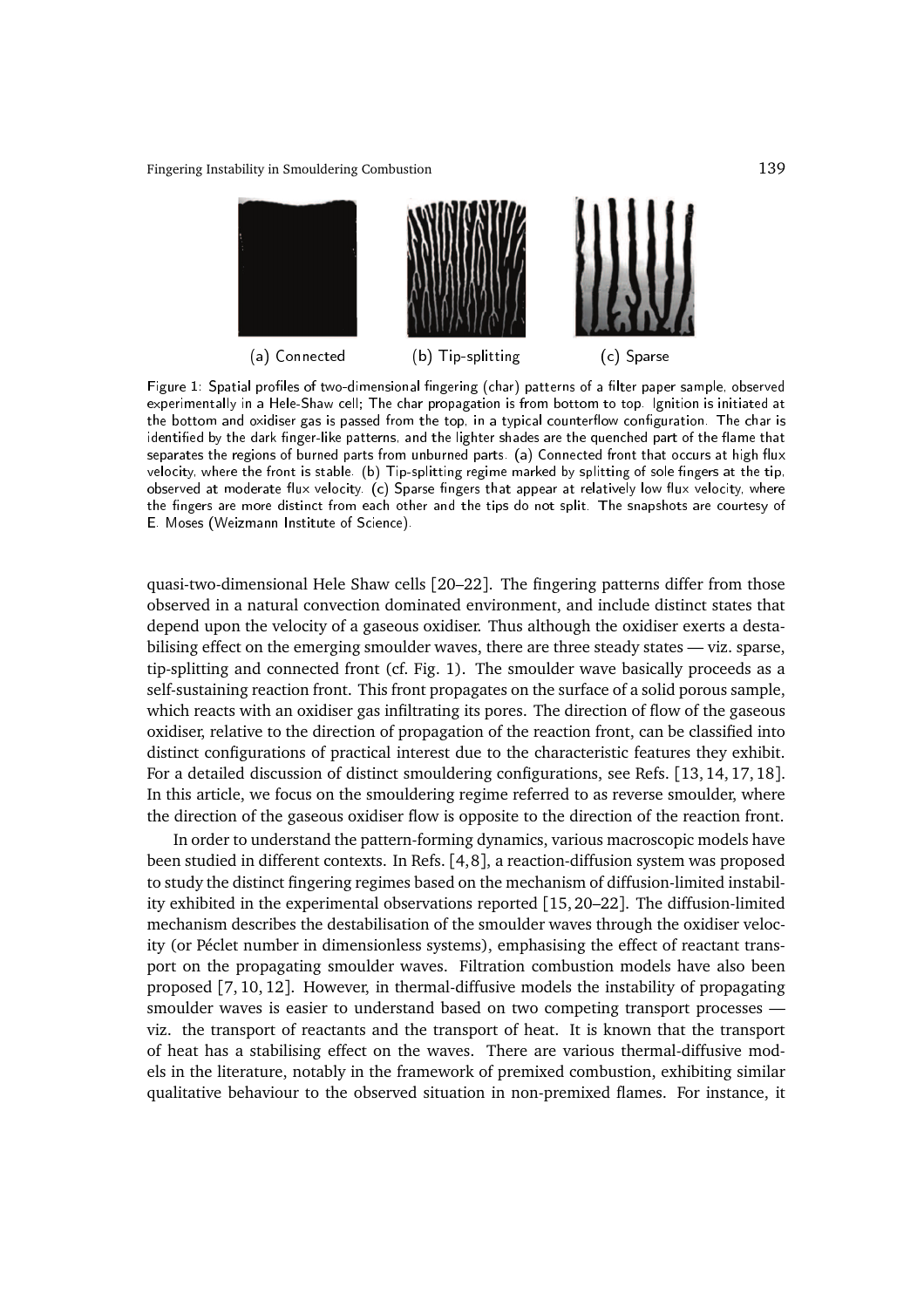(a) Connected

(b) Tip-splitting

(c) Sparse

Figure 1: Spatial profiles of two-dimensional fingering (char) patterns of a filter paper sample, observed experimentally in a Hele-Shaw cell; The char propagation is from bottom to top. Ignition is initiated at the bottom and oxidiser gas is passed from the top, in a typical counterflow configuration. The char is identified by the dark finger-like patterns, and the lighter shades are the quenched part of the flame that separates the regions of burned parts from unburned parts. (a) Connected front that occurs at high flux velocity, where the front is stable. (b) Tip-splitting regime marked by splitting of sole fingers at the tip, observed at moderate flux velocity. (c) Sparse fingers that appear at relatively low flux velocity, where the fingers are more distinct from each other and the tips do not split. The snapshots are courtesy of E. Moses (Weizmann Institute of Science).

quasi-two-dimensional Hele Shaw cells [20–22]. The fingering patterns differ from those observed in a natural convection dominated environment, and include distinct states that depend upon the velocity of a gaseous oxidiser. Thus although the oxidiser exerts a destabilising effect on the emerging smoulder waves, there are three steady states — viz. sparse, tip-splitting and connected front (cf. Fig. 1). The smoulder wave basically proceeds as a self-sustaining reaction front. This front propagates on the surface of a solid porous sample, which reacts with an oxidiser gas infiltrating its pores. The direction of flow of the gaseous oxidiser, relative to the direction of propagation of the reaction front, can be classified into distinct configurations of practical interest due to the characteristic features they exhibit. For a detailed discussion of distinct smouldering configurations, see Refs. [13, 14, 17, 18]. In this article, we focus on the smouldering regime referred to as reverse smoulder, where the direction of the gaseous oxidiser flow is opposite to the direction of the reaction front.

In order to understand the pattern-forming dynamics, various macroscopic models have been studied in different contexts. In Refs. [4, 8], a reaction-diffusion system was proposed to study the distinct fingering regimes based on the mechanism of diffusion-limited instability exhibited in the experimental observations reported [15, 20–22]. The diffusion-limited mechanism describes the destabilisation of the smoulder waves through the oxidiser velocity (or Péclet number in dimensionless systems), emphasising the effect of reactant transport on the propagating smoulder waves. Filtration combustion models have also been proposed [7, 10, 12]. However, in thermal-diffusive models the instability of propagating smoulder waves is easier to understand based on two competing transport processes — viz. the transport of reactants and the transport of heat. It is known that the transport of heat has a stabilising effect on the waves. There are various thermal-diffusive models in the literature, notably in the framework of premixed combustion, exhibiting similar qualitative behaviour to the observed situation in non-premixed flames. For instance, it